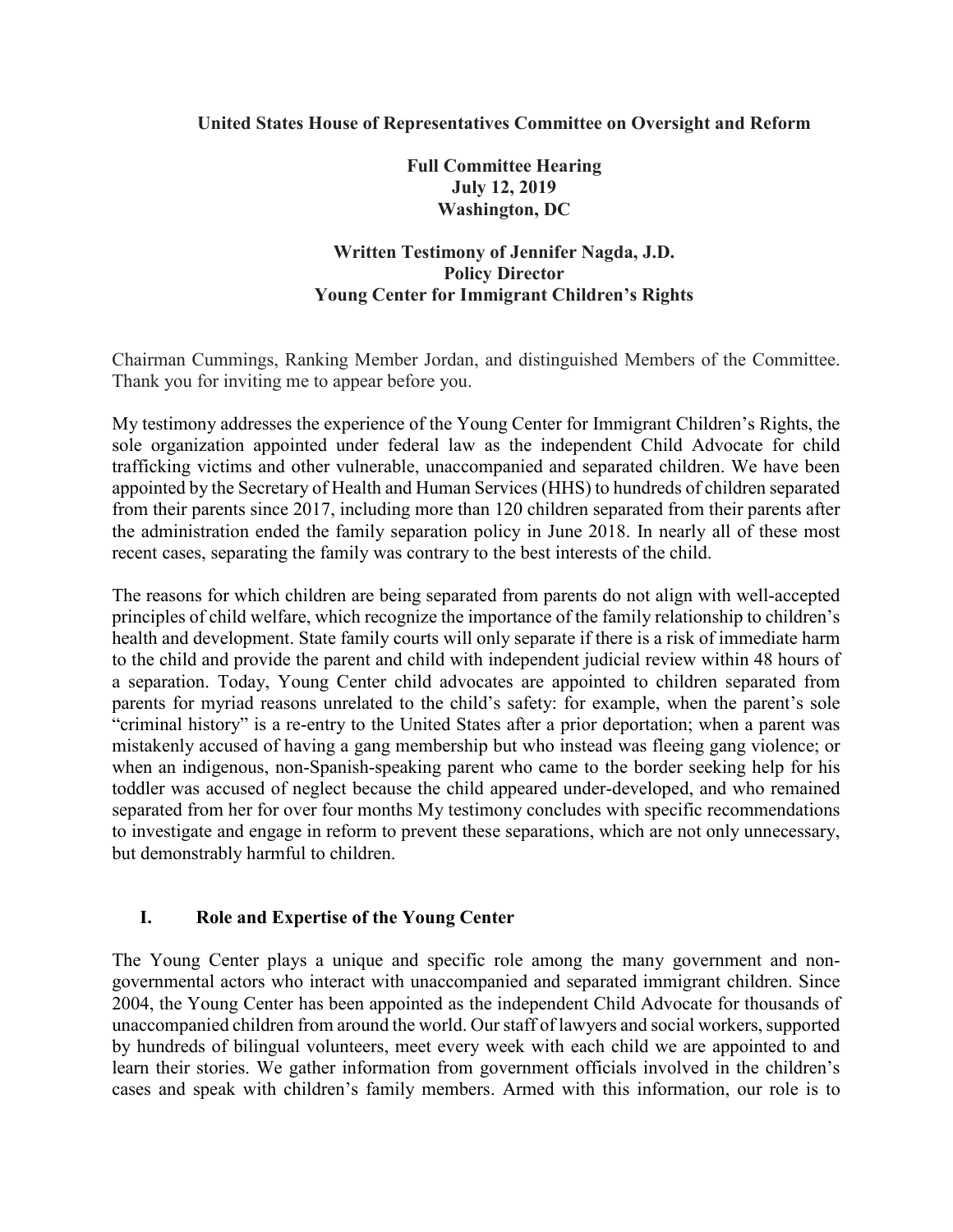**United States House of Representatives Committee on Oversight and Reform**

**Full Committee Hearing**
**July 12, 2019**
**Washington, DC**

**Written Testimony of Jennifer Nagda, J.D.**
**Policy Director**
**Young Center for Immigrant Children's Rights**

Chairman Cummings, Ranking Member Jordan, and distinguished Members of the Committee. Thank you for inviting me to appear before you.

My testimony addresses the experience of the Young Center for Immigrant Children's Rights, the sole organization appointed under federal law as the independent Child Advocate for child trafficking victims and other vulnerable, unaccompanied and separated children. We have been appointed by the Secretary of Health and Human Services (HHS) to hundreds of children separated from their parents since 2017, including more than 120 children separated from their parents after the administration ended the family separation policy in June 2018. In nearly all of these most recent cases, separating the family was contrary to the best interests of the child.

The reasons for which children are being separated from parents do not align with well-accepted principles of child welfare, which recognize the importance of the family relationship to children's health and development. State family courts will only separate if there is a risk of immediate harm to the child and provide the parent and child with independent judicial review within 48 hours of a separation. Today, Young Center child advocates are appointed to children separated from parents for myriad reasons unrelated to the child's safety: for example, when the parent's sole "criminal history" is a re-entry to the United States after a prior deportation; when a parent was mistakenly accused of having a gang membership but who instead was fleeing gang violence; or when an indigenous, non-Spanish-speaking parent who came to the border seeking help for his toddler was accused of neglect because the child appeared under-developed, and who remained separated from her for over four months My testimony concludes with specific recommendations to investigate and engage in reform to prevent these separations, which are not only unnecessary, but demonstrably harmful to children.

## I. Role and Expertise of the Young Center

The Young Center plays a unique and specific role among the many government and non-governmental actors who interact with unaccompanied and separated immigrant children. Since 2004, the Young Center has been appointed as the independent Child Advocate for thousands of unaccompanied children from around the world. Our staff of lawyers and social workers, supported by hundreds of bilingual volunteers, meet every week with each child we are appointed to and learn their stories. We gather information from government officials involved in the children's cases and speak with children's family members. Armed with this information, our role is to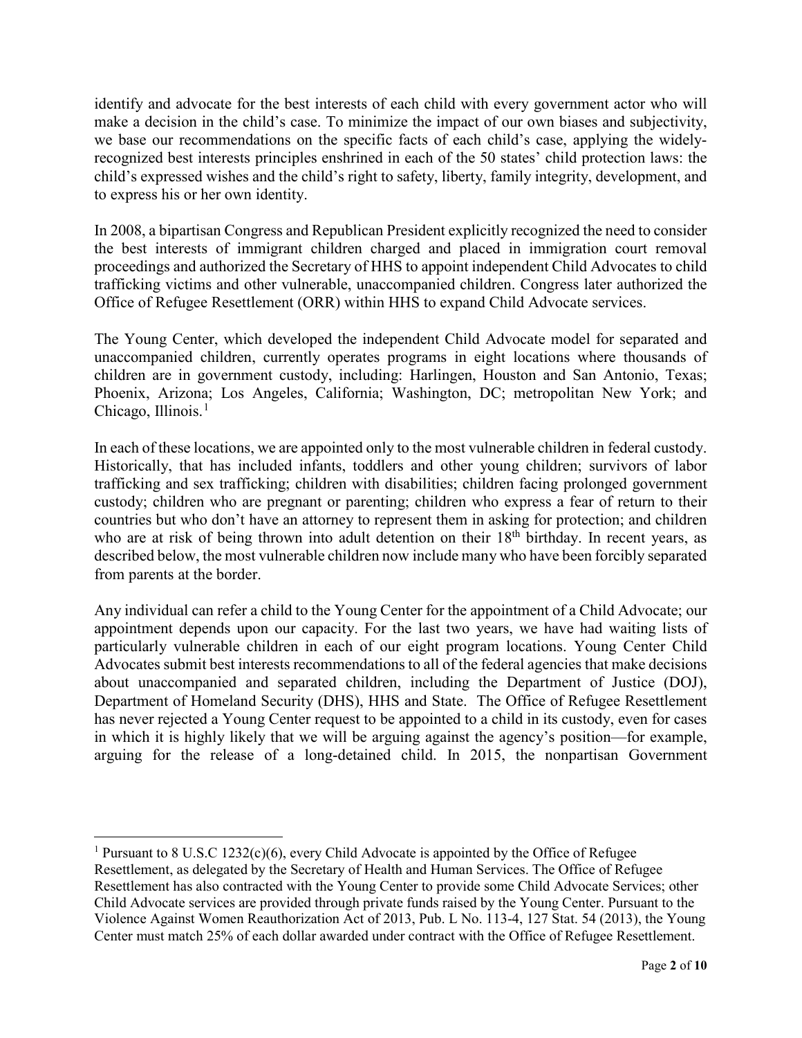identify and advocate for the best interests of each child with every government actor who will make a decision in the child's case. To minimize the impact of our own biases and subjectivity, we base our recommendations on the specific facts of each child's case, applying the widely-recognized best interests principles enshrined in each of the 50 states' child protection laws: the child's expressed wishes and the child's right to safety, liberty, family integrity, development, and to express his or her own identity.

In 2008, a bipartisan Congress and Republican President explicitly recognized the need to consider the best interests of immigrant children charged and placed in immigration court removal proceedings and authorized the Secretary of HHS to appoint independent Child Advocates to child trafficking victims and other vulnerable, unaccompanied children. Congress later authorized the Office of Refugee Resettlement (ORR) within HHS to expand Child Advocate services.

The Young Center, which developed the independent Child Advocate model for separated and unaccompanied children, currently operates programs in eight locations where thousands of children are in government custody, including: Harlingen, Houston and San Antonio, Texas; Phoenix, Arizona; Los Angeles, California; Washington, DC; metropolitan New York; and Chicago, Illinois.[1]

In each of these locations, we are appointed only to the most vulnerable children in federal custody. Historically, that has included infants, toddlers and other young children; survivors of labor trafficking and sex trafficking; children with disabilities; children facing prolonged government custody; children who are pregnant or parenting; children who express a fear of return to their countries but who don't have an attorney to represent them in asking for protection; and children who are at risk of being thrown into adult detention on their 18th birthday. In recent years, as described below, the most vulnerable children now include many who have been forcibly separated from parents at the border.

Any individual can refer a child to the Young Center for the appointment of a Child Advocate; our appointment depends upon our capacity. For the last two years, we have had waiting lists of particularly vulnerable children in each of our eight program locations. Young Center Child Advocates submit best interests recommendations to all of the federal agencies that make decisions about unaccompanied and separated children, including the Department of Justice (DOJ), Department of Homeland Security (DHS), HHS and State. The Office of Refugee Resettlement has never rejected a Young Center request to be appointed to a child in its custody, even for cases in which it is highly likely that we will be arguing against the agency's position—for example, arguing for the release of a long-detained child. In 2015, the nonpartisan Government

---

[1] Pursuant to 8 U.S.C 1232(c)(6), every Child Advocate is appointed by the Office of Refugee Resettlement, as delegated by the Secretary of Health and Human Services. The Office of Refugee Resettlement has also contracted with the Young Center to provide some Child Advocate Services; other Child Advocate services are provided through private funds raised by the Young Center. Pursuant to the Violence Against Women Reauthorization Act of 2013, Pub. L No. 113-4, 127 Stat. 54 (2013), the Young Center must match 25% of each dollar awarded under contract with the Office of Refugee Resettlement.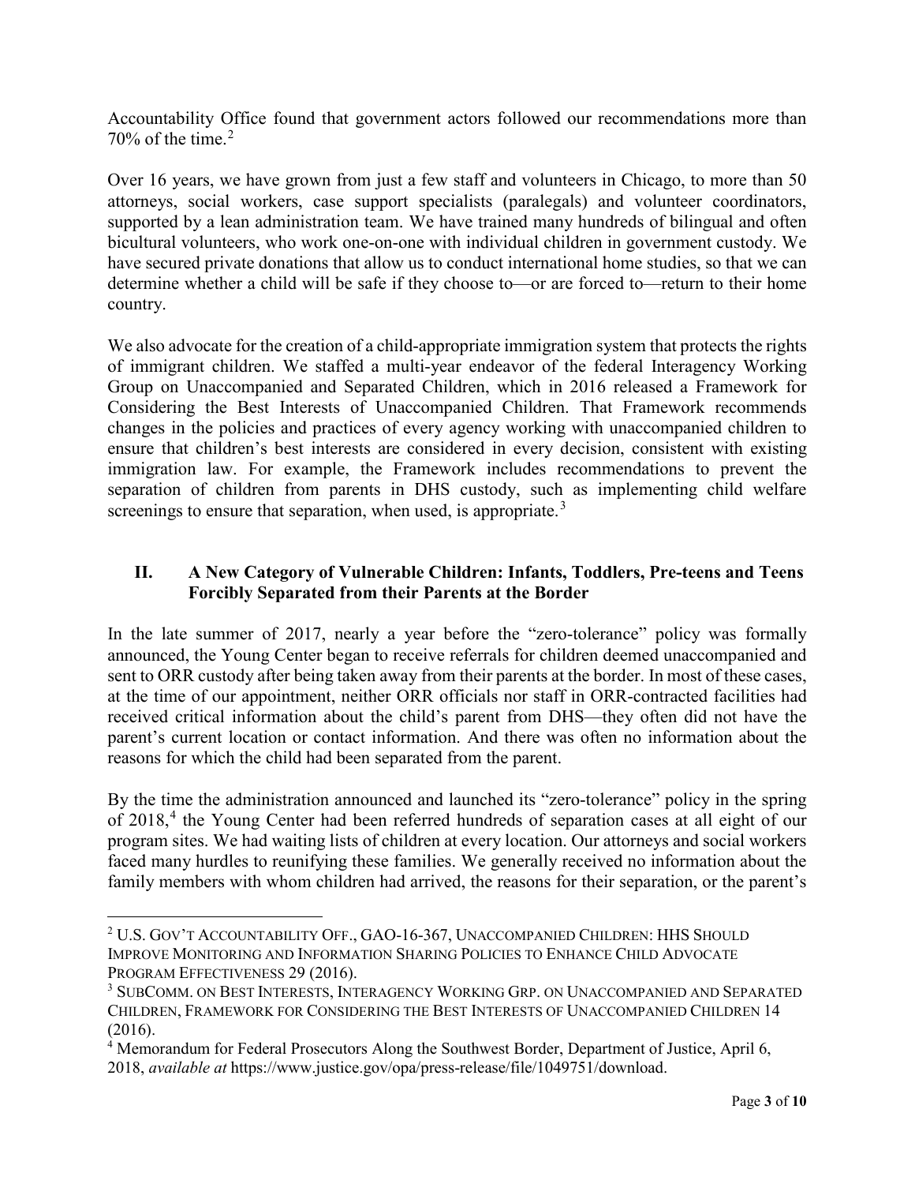Accountability Office found that government actors followed our recommendations more than 70% of the time.[2]

Over 16 years, we have grown from just a few staff and volunteers in Chicago, to more than 50 attorneys, social workers, case support specialists (paralegals) and volunteer coordinators, supported by a lean administration team. We have trained many hundreds of bilingual and often bicultural volunteers, who work one-on-one with individual children in government custody. We have secured private donations that allow us to conduct international home studies, so that we can determine whether a child will be safe if they choose to—or are forced to—return to their home country.

We also advocate for the creation of a child-appropriate immigration system that protects the rights of immigrant children. We staffed a multi-year endeavor of the federal Interagency Working Group on Unaccompanied and Separated Children, which in 2016 released a Framework for Considering the Best Interests of Unaccompanied Children. That Framework recommends changes in the policies and practices of every agency working with unaccompanied children to ensure that children's best interests are considered in every decision, consistent with existing immigration law. For example, the Framework includes recommendations to prevent the separation of children from parents in DHS custody, such as implementing child welfare screenings to ensure that separation, when used, is appropriate.[3]

## II. A New Category of Vulnerable Children: Infants, Toddlers, Pre-teens and Teens Forcibly Separated from their Parents at the Border

In the late summer of 2017, nearly a year before the "zero-tolerance" policy was formally announced, the Young Center began to receive referrals for children deemed unaccompanied and sent to ORR custody after being taken away from their parents at the border. In most of these cases, at the time of our appointment, neither ORR officials nor staff in ORR-contracted facilities had received critical information about the child's parent from DHS—they often did not have the parent's current location or contact information. And there was often no information about the reasons for which the child had been separated from the parent.

By the time the administration announced and launched its "zero-tolerance" policy in the spring of 2018,[4] the Young Center had been referred hundreds of separation cases at all eight of our program sites. We had waiting lists of children at every location. Our attorneys and social workers faced many hurdles to reunifying these families. We generally received no information about the family members with whom children had arrived, the reasons for their separation, or the parent's

---

[2] U.S. GOV'T ACCOUNTABILITY OFF., GAO-16-367, UNACCOMPANIED CHILDREN: HHS SHOULD IMPROVE MONITORING AND INFORMATION SHARING POLICIES TO ENHANCE CHILD ADVOCATE PROGRAM EFFECTIVENESS 29 (2016).

[3] SUBCOMM. ON BEST INTERESTS, INTERAGENCY WORKING GRP. ON UNACCOMPANIED AND SEPARATED CHILDREN, FRAMEWORK FOR CONSIDERING THE BEST INTERESTS OF UNACCOMPANIED CHILDREN 14 (2016).

[4] Memorandum for Federal Prosecutors Along the Southwest Border, Department of Justice, April 6, 2018, *available at* https://www.justice.gov/opa/press-release/file/1049751/download.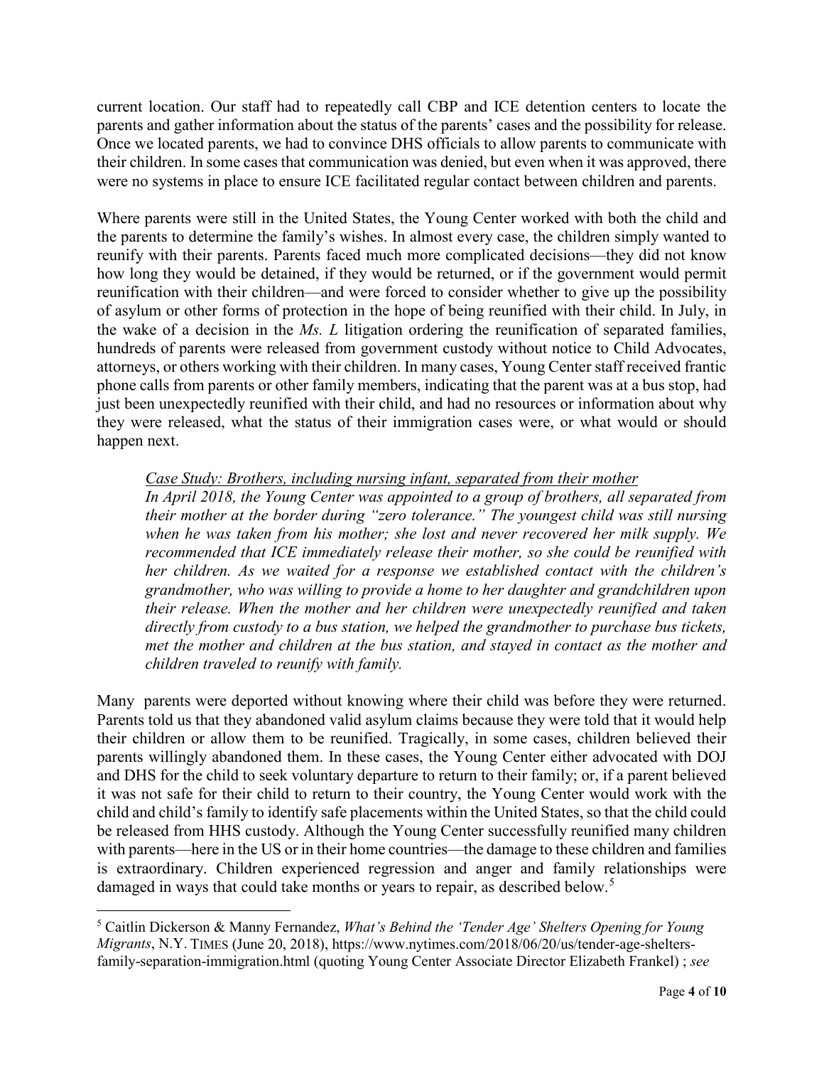current location. Our staff had to repeatedly call CBP and ICE detention centers to locate the parents and gather information about the status of the parents' cases and the possibility for release. Once we located parents, we had to convince DHS officials to allow parents to communicate with their children. In some cases that communication was denied, but even when it was approved, there were no systems in place to ensure ICE facilitated regular contact between children and parents.

Where parents were still in the United States, the Young Center worked with both the child and the parents to determine the family's wishes. In almost every case, the children simply wanted to reunify with their parents. Parents faced much more complicated decisions—they did not know how long they would be detained, if they would be returned, or if the government would permit reunification with their children—and were forced to consider whether to give up the possibility of asylum or other forms of protection in the hope of being reunified with their child. In July, in the wake of a decision in the *Ms. L* litigation ordering the reunification of separated families, hundreds of parents were released from government custody without notice to Child Advocates, attorneys, or others working with their children. In many cases, Young Center staff received frantic phone calls from parents or other family members, indicating that the parent was at a bus stop, had just been unexpectedly reunified with their child, and had no resources or information about why they were released, what the status of their immigration cases were, or what would or should happen next.

> <u>*Case Study: Brothers, including nursing infant, separated from their mother*</u>
> *In April 2018, the Young Center was appointed to a group of brothers, all separated from their mother at the border during "zero tolerance." The youngest child was still nursing when he was taken from his mother; she lost and never recovered her milk supply. We recommended that ICE immediately release their mother, so she could be reunified with her children. As we waited for a response we established contact with the children's grandmother, who was willing to provide a home to her daughter and grandchildren upon their release. When the mother and her children were unexpectedly reunified and taken directly from custody to a bus station, we helped the grandmother to purchase bus tickets, met the mother and children at the bus station, and stayed in contact as the mother and children traveled to reunify with family.*

Many parents were deported without knowing where their child was before they were returned. Parents told us that they abandoned valid asylum claims because they were told that it would help their children or allow them to be reunified. Tragically, in some cases, children believed their parents willingly abandoned them. In these cases, the Young Center either advocated with DOJ and DHS for the child to seek voluntary departure to return to their family; or, if a parent believed it was not safe for their child to return to their country, the Young Center would work with the child and child's family to identify safe placements within the United States, so that the child could be released from HHS custody. Although the Young Center successfully reunified many children with parents—here in the US or in their home countries—the damage to these children and families is extraordinary. Children experienced regression and anger and family relationships were damaged in ways that could take months or years to repair, as described below.[5]

---

[5] Caitlin Dickerson & Manny Fernandez, *What's Behind the 'Tender Age' Shelters Opening for Young Migrants*, N.Y. TIMES (June 20, 2018), https://www.nytimes.com/2018/06/20/us/tender-age-shelters-family-separation-immigration.html (quoting Young Center Associate Director Elizabeth Frankel) ; *see*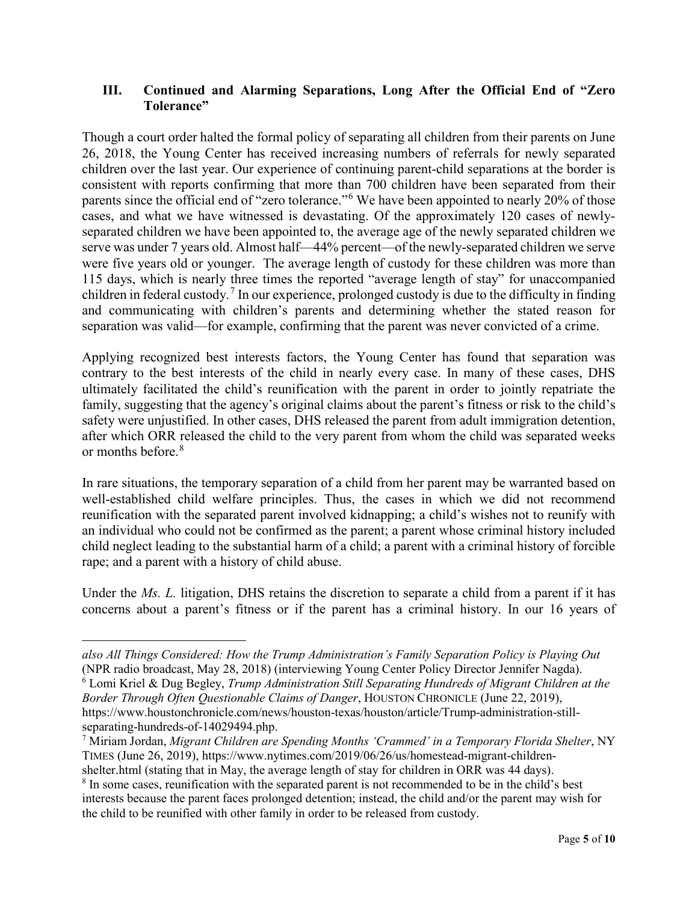### III. Continued and Alarming Separations, Long After the Official End of "Zero Tolerance"

Though a court order halted the formal policy of separating all children from their parents on June 26, 2018, the Young Center has received increasing numbers of referrals for newly separated children over the last year. Our experience of continuing parent-child separations at the border is consistent with reports confirming that more than 700 children have been separated from their parents since the official end of "zero tolerance."[6] We have been appointed to nearly 20% of those cases, and what we have witnessed is devastating. Of the approximately 120 cases of newly-separated children we have been appointed to, the average age of the newly separated children we serve was under 7 years old. Almost half—44% percent—of the newly-separated children we serve were five years old or younger. The average length of custody for these children was more than 115 days, which is nearly three times the reported "average length of stay" for unaccompanied children in federal custody.[7] In our experience, prolonged custody is due to the difficulty in finding and communicating with children's parents and determining whether the stated reason for separation was valid—for example, confirming that the parent was never convicted of a crime.

Applying recognized best interests factors, the Young Center has found that separation was contrary to the best interests of the child in nearly every case. In many of these cases, DHS ultimately facilitated the child's reunification with the parent in order to jointly repatriate the family, suggesting that the agency's original claims about the parent's fitness or risk to the child's safety were unjustified. In other cases, DHS released the parent from adult immigration detention, after which ORR released the child to the very parent from whom the child was separated weeks or months before.[8]

In rare situations, the temporary separation of a child from her parent may be warranted based on well-established child welfare principles. Thus, the cases in which we did not recommend reunification with the separated parent involved kidnapping; a child's wishes not to reunify with an individual who could not be confirmed as the parent; a parent whose criminal history included child neglect leading to the substantial harm of a child; a parent with a criminal history of forcible rape; and a parent with a history of child abuse.

Under the *Ms. L.* litigation, DHS retains the discretion to separate a child from a parent if it has concerns about a parent's fitness or if the parent has a criminal history. In our 16 years of

---

*also All Things Considered: How the Trump Administration's Family Separation Policy is Playing Out* (NPR radio broadcast, May 28, 2018) (interviewing Young Center Policy Director Jennifer Nagda).

[6] Lomi Kriel & Dug Begley, *Trump Administration Still Separating Hundreds of Migrant Children at the Border Through Often Questionable Claims of Danger*, HOUSTON CHRONICLE (June 22, 2019), https://www.houstonchronicle.com/news/houston-texas/houston/article/Trump-administration-still-separating-hundreds-of-14029494.php.

[7] Miriam Jordan, *Migrant Children are Spending Months 'Crammed' in a Temporary Florida Shelter*, NY TIMES (June 26, 2019), https://www.nytimes.com/2019/06/26/us/homestead-migrant-children-shelter.html (stating that in May, the average length of stay for children in ORR was 44 days).

[8] In some cases, reunification with the separated parent is not recommended to be in the child's best interests because the parent faces prolonged detention; instead, the child and/or the parent may wish for the child to be reunified with other family in order to be released from custody.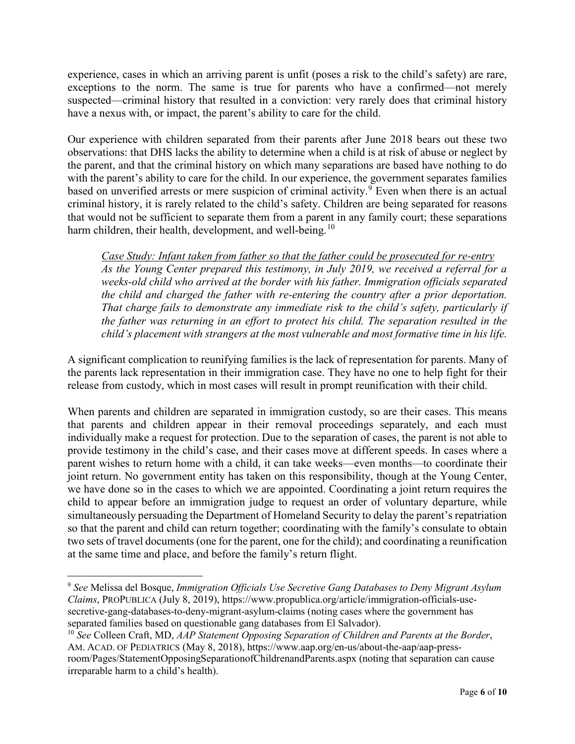experience, cases in which an arriving parent is unfit (poses a risk to the child's safety) are rare, exceptions to the norm. The same is true for parents who have a confirmed—not merely suspected—criminal history that resulted in a conviction: very rarely does that criminal history have a nexus with, or impact, the parent's ability to care for the child.

Our experience with children separated from their parents after June 2018 bears out these two observations: that DHS lacks the ability to determine when a child is at risk of abuse or neglect by the parent, and that the criminal history on which many separations are based have nothing to do with the parent's ability to care for the child. In our experience, the government separates families based on unverified arrests or mere suspicion of criminal activity.[9] Even when there is an actual criminal history, it is rarely related to the child's safety. Children are being separated for reasons that would not be sufficient to separate them from a parent in any family court; these separations harm children, their health, development, and well-being.[10]

> <u>*Case Study: Infant taken from father so that the father could be prosecuted for re-entry*</u>
> *As the Young Center prepared this testimony, in July 2019, we received a referral for a weeks-old child who arrived at the border with his father. Immigration officials separated the child and charged the father with re-entering the country after a prior deportation. That charge fails to demonstrate any immediate risk to the child's safety, particularly if the father was returning in an effort to protect his child. The separation resulted in the child's placement with strangers at the most vulnerable and most formative time in his life.*

A significant complication to reunifying families is the lack of representation for parents. Many of the parents lack representation in their immigration case. They have no one to help fight for their release from custody, which in most cases will result in prompt reunification with their child.

When parents and children are separated in immigration custody, so are their cases. This means that parents and children appear in their removal proceedings separately, and each must individually make a request for protection. Due to the separation of cases, the parent is not able to provide testimony in the child's case, and their cases move at different speeds. In cases where a parent wishes to return home with a child, it can take weeks—even months—to coordinate their joint return. No government entity has taken on this responsibility, though at the Young Center, we have done so in the cases to which we are appointed. Coordinating a joint return requires the child to appear before an immigration judge to request an order of voluntary departure, while simultaneously persuading the Department of Homeland Security to delay the parent's repatriation so that the parent and child can return together; coordinating with the family's consulate to obtain two sets of travel documents (one for the parent, one for the child); and coordinating a reunification at the same time and place, and before the family's return flight.

---

[9] *See* Melissa del Bosque, *Immigration Officials Use Secretive Gang Databases to Deny Migrant Asylum Claims*, PROPUBLICA (July 8, 2019), https://www.propublica.org/article/immigration-officials-use-secretive-gang-databases-to-deny-migrant-asylum-claims (noting cases where the government has separated families based on questionable gang databases from El Salvador).

[10] *See* Colleen Craft, MD, *AAP Statement Opposing Separation of Children and Parents at the Border*, AM. ACAD. OF PEDIATRICS (May 8, 2018), https://www.aap.org/en-us/about-the-aap/aap-press-room/Pages/StatementOpposingSeparationofChildrenandParents.aspx (noting that separation can cause irreparable harm to a child's health).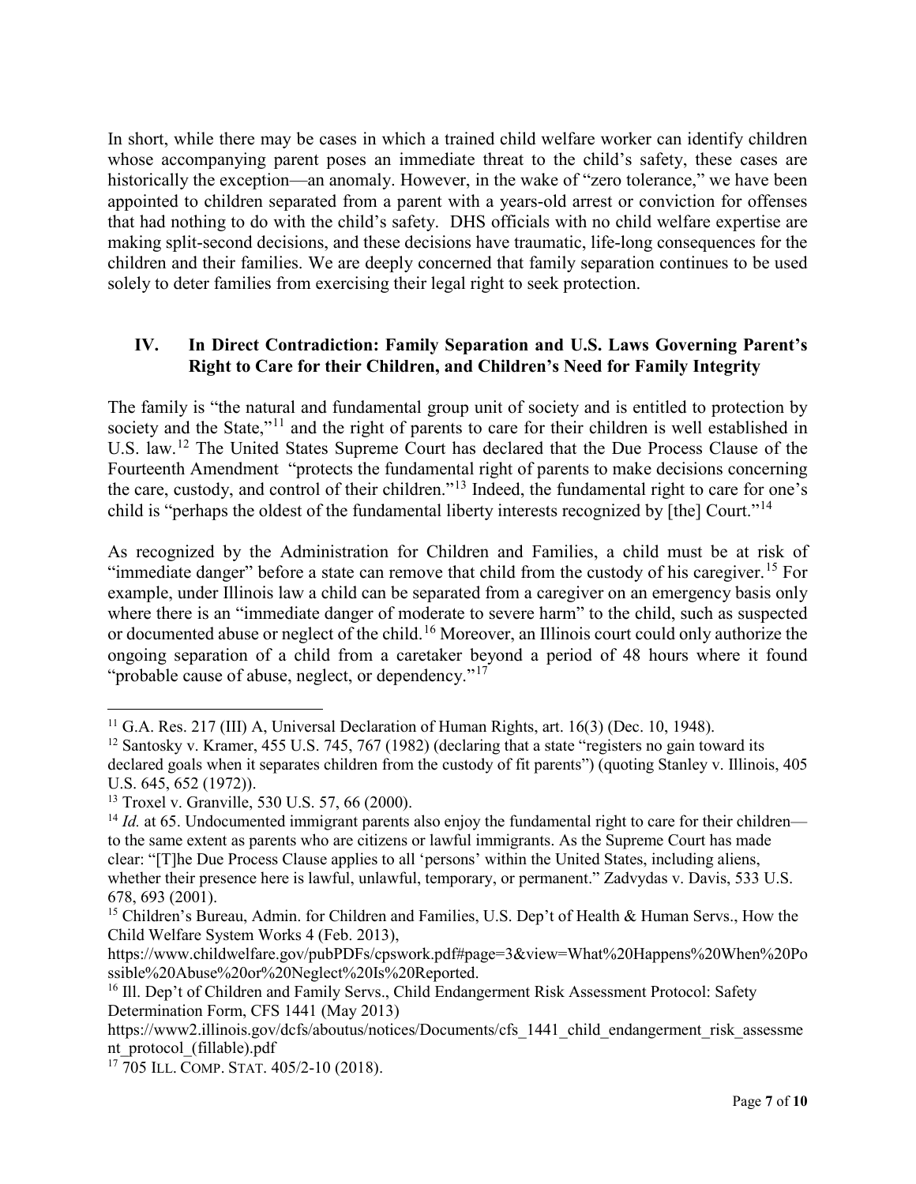In short, while there may be cases in which a trained child welfare worker can identify children whose accompanying parent poses an immediate threat to the child's safety, these cases are historically the exception—an anomaly. However, in the wake of "zero tolerance," we have been appointed to children separated from a parent with a years-old arrest or conviction for offenses that had nothing to do with the child's safety. DHS officials with no child welfare expertise are making split-second decisions, and these decisions have traumatic, life-long consequences for the children and their families. We are deeply concerned that family separation continues to be used solely to deter families from exercising their legal right to seek protection.

## IV. In Direct Contradiction: Family Separation and U.S. Laws Governing Parent's Right to Care for their Children, and Children's Need for Family Integrity

The family is "the natural and fundamental group unit of society and is entitled to protection by society and the State,"[11] and the right of parents to care for their children is well established in U.S. law.[12] The United States Supreme Court has declared that the Due Process Clause of the Fourteenth Amendment "protects the fundamental right of parents to make decisions concerning the care, custody, and control of their children."[13] Indeed, the fundamental right to care for one's child is "perhaps the oldest of the fundamental liberty interests recognized by [the] Court."[14]

As recognized by the Administration for Children and Families, a child must be at risk of "immediate danger" before a state can remove that child from the custody of his caregiver.[15] For example, under Illinois law a child can be separated from a caregiver on an emergency basis only where there is an "immediate danger of moderate to severe harm" to the child, such as suspected or documented abuse or neglect of the child.[16] Moreover, an Illinois court could only authorize the ongoing separation of a child from a caretaker beyond a period of 48 hours where it found "probable cause of abuse, neglect, or dependency."[17]

---

[11] G.A. Res. 217 (III) A, Universal Declaration of Human Rights, art. 16(3) (Dec. 10, 1948).

[12] Santosky v. Kramer, 455 U.S. 745, 767 (1982) (declaring that a state "registers no gain toward its declared goals when it separates children from the custody of fit parents") (quoting Stanley v. Illinois, 405 U.S. 645, 652 (1972)).

[13] Troxel v. Granville, 530 U.S. 57, 66 (2000).

[14] *Id.* at 65. Undocumented immigrant parents also enjoy the fundamental right to care for their children—to the same extent as parents who are citizens or lawful immigrants. As the Supreme Court has made clear: "[T]he Due Process Clause applies to all 'persons' within the United States, including aliens, whether their presence here is lawful, unlawful, temporary, or permanent." Zadvydas v. Davis, 533 U.S. 678, 693 (2001).

[15] Children's Bureau, Admin. for Children and Families, U.S. Dep't of Health & Human Servs., How the Child Welfare System Works 4 (Feb. 2013), https://www.childwelfare.gov/pubPDFs/cpswork.pdf#page=3&view=What%20Happens%20When%20Possible%20Abuse%20or%20Neglect%20Is%20Reported.

[16] Ill. Dep't of Children and Family Servs., Child Endangerment Risk Assessment Protocol: Safety Determination Form, CFS 1441 (May 2013) https://www2.illinois.gov/dcfs/aboutus/notices/Documents/cfs_1441_child_endangerment_risk_assessment_protocol_(fillable).pdf

[17] 705 ILL. COMP. STAT. 405/2-10 (2018).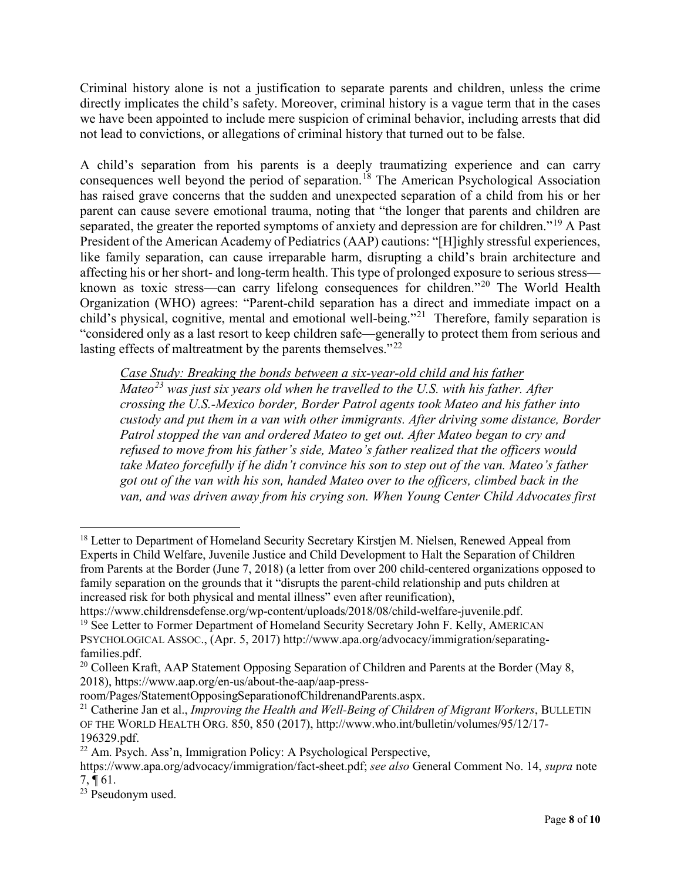Criminal history alone is not a justification to separate parents and children, unless the crime directly implicates the child's safety. Moreover, criminal history is a vague term that in the cases we have been appointed to include mere suspicion of criminal behavior, including arrests that did not lead to convictions, or allegations of criminal history that turned out to be false.

A child's separation from his parents is a deeply traumatizing experience and can carry consequences well beyond the period of separation.[18] The American Psychological Association has raised grave concerns that the sudden and unexpected separation of a child from his or her parent can cause severe emotional trauma, noting that "the longer that parents and children are separated, the greater the reported symptoms of anxiety and depression are for children."[19] A Past President of the American Academy of Pediatrics (AAP) cautions: "[H]ighly stressful experiences, like family separation, can cause irreparable harm, disrupting a child's brain architecture and affecting his or her short- and long-term health. This type of prolonged exposure to serious stress—known as toxic stress—can carry lifelong consequences for children."[20] The World Health Organization (WHO) agrees: "Parent-child separation has a direct and immediate impact on a child's physical, cognitive, mental and emotional well-being."[21] Therefore, family separation is "considered only as a last resort to keep children safe—generally to protect them from serious and lasting effects of maltreatment by the parents themselves."[22]

> *<u>Case Study: Breaking the bonds between a six-year-old child and his father</u>*
>
> *Mateo[23] was just six years old when he travelled to the U.S. with his father. After crossing the U.S.-Mexico border, Border Patrol agents took Mateo and his father into custody and put them in a van with other immigrants. After driving some distance, Border Patrol stopped the van and ordered Mateo to get out. After Mateo began to cry and refused to move from his father's side, Mateo's father realized that the officers would take Mateo forcefully if he didn't convince his son to step out of the van. Mateo's father got out of the van with his son, handed Mateo over to the officers, climbed back in the van, and was driven away from his crying son. When Young Center Child Advocates first*

---

[18] Letter to Department of Homeland Security Secretary Kirstjen M. Nielsen, Renewed Appeal from Experts in Child Welfare, Juvenile Justice and Child Development to Halt the Separation of Children from Parents at the Border (June 7, 2018) (a letter from over 200 child-centered organizations opposed to family separation on the grounds that it "disrupts the parent-child relationship and puts children at increased risk for both physical and mental illness" even after reunification), https://www.childrensdefense.org/wp-content/uploads/2018/08/child-welfare-juvenile.pdf.

[19] See Letter to Former Department of Homeland Security Secretary John F. Kelly, AMERICAN PSYCHOLOGICAL ASSOC., (Apr. 5, 2017) http://www.apa.org/advocacy/immigration/separating-families.pdf.

[20] Colleen Kraft, AAP Statement Opposing Separation of Children and Parents at the Border (May 8, 2018), https://www.aap.org/en-us/about-the-aap/aap-press-room/Pages/StatementOpposingSeparationofChildrenandParents.aspx.

[21] Catherine Jan et al., *Improving the Health and Well-Being of Children of Migrant Workers*, BULLETIN OF THE WORLD HEALTH ORG. 850, 850 (2017), http://www.who.int/bulletin/volumes/95/12/17-196329.pdf.

[22] Am. Psych. Ass'n, Immigration Policy: A Psychological Perspective, https://www.apa.org/advocacy/immigration/fact-sheet.pdf; *see also* General Comment No. 14, *supra* note 7, ¶ 61.

[23] Pseudonym used.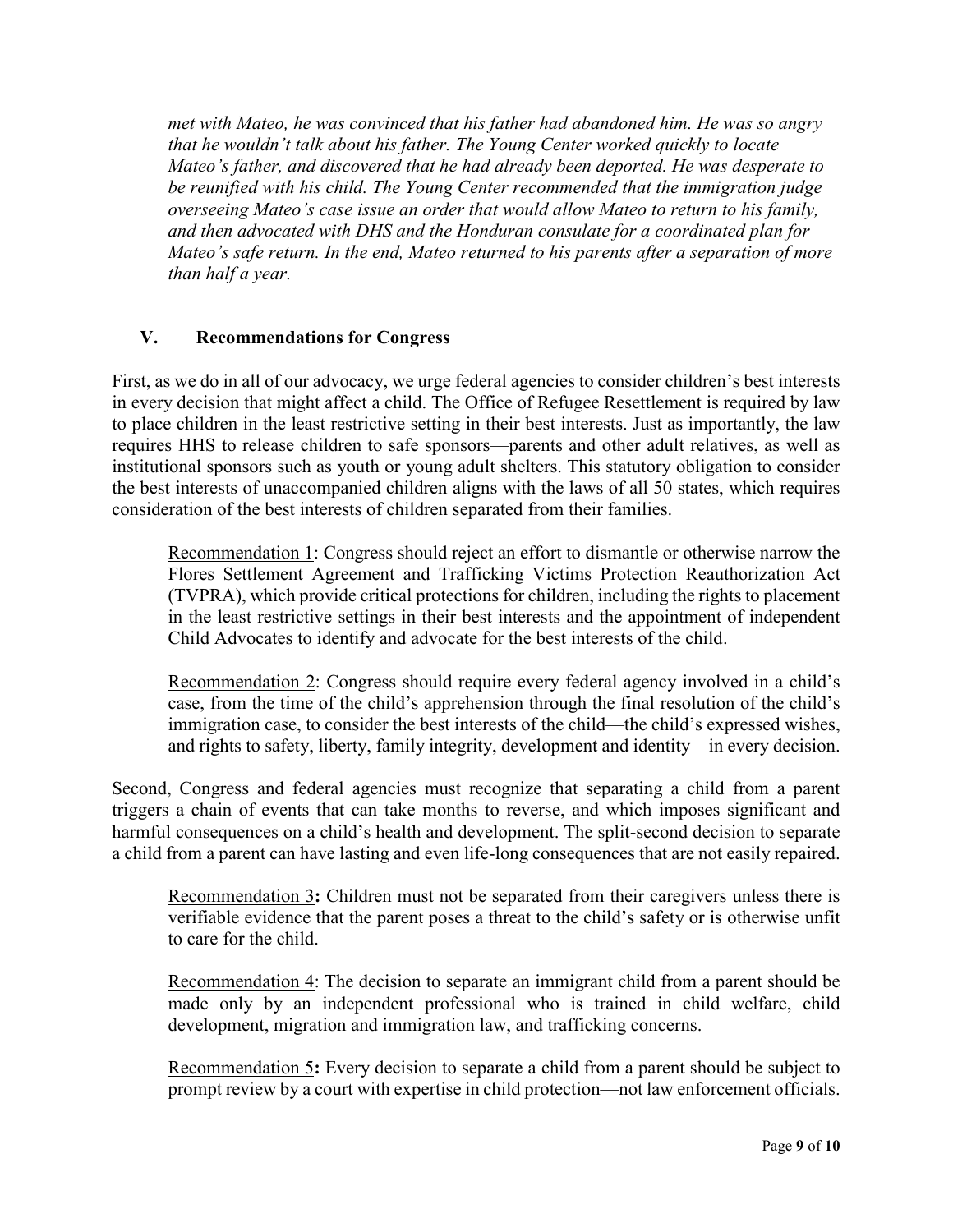*met with Mateo, he was convinced that his father had abandoned him. He was so angry that he wouldn't talk about his father. The Young Center worked quickly to locate Mateo's father, and discovered that he had already been deported. He was desperate to be reunified with his child. The Young Center recommended that the immigration judge overseeing Mateo's case issue an order that would allow Mateo to return to his family, and then advocated with DHS and the Honduran consulate for a coordinated plan for Mateo's safe return. In the end, Mateo returned to his parents after a separation of more than half a year.*

## V. Recommendations for Congress

First, as we do in all of our advocacy, we urge federal agencies to consider children's best interests in every decision that might affect a child. The Office of Refugee Resettlement is required by law to place children in the least restrictive setting in their best interests. Just as importantly, the law requires HHS to release children to safe sponsors—parents and other adult relatives, as well as institutional sponsors such as youth or young adult shelters. This statutory obligation to consider the best interests of unaccompanied children aligns with the laws of all 50 states, which requires consideration of the best interests of children separated from their families.

> Recommendation 1: Congress should reject an effort to dismantle or otherwise narrow the Flores Settlement Agreement and Trafficking Victims Protection Reauthorization Act (TVPRA), which provide critical protections for children, including the rights to placement in the least restrictive settings in their best interests and the appointment of independent Child Advocates to identify and advocate for the best interests of the child.

> Recommendation 2: Congress should require every federal agency involved in a child's case, from the time of the child's apprehension through the final resolution of the child's immigration case, to consider the best interests of the child—the child's expressed wishes, and rights to safety, liberty, family integrity, development and identity—in every decision.

Second, Congress and federal agencies must recognize that separating a child from a parent triggers a chain of events that can take months to reverse, and which imposes significant and harmful consequences on a child's health and development. The split-second decision to separate a child from a parent can have lasting and even life-long consequences that are not easily repaired.

> Recommendation 3**:** Children must not be separated from their caregivers unless there is verifiable evidence that the parent poses a threat to the child's safety or is otherwise unfit to care for the child.

> Recommendation 4: The decision to separate an immigrant child from a parent should be made only by an independent professional who is trained in child welfare, child development, migration and immigration law, and trafficking concerns.

> Recommendation 5**:** Every decision to separate a child from a parent should be subject to prompt review by a court with expertise in child protection—not law enforcement officials.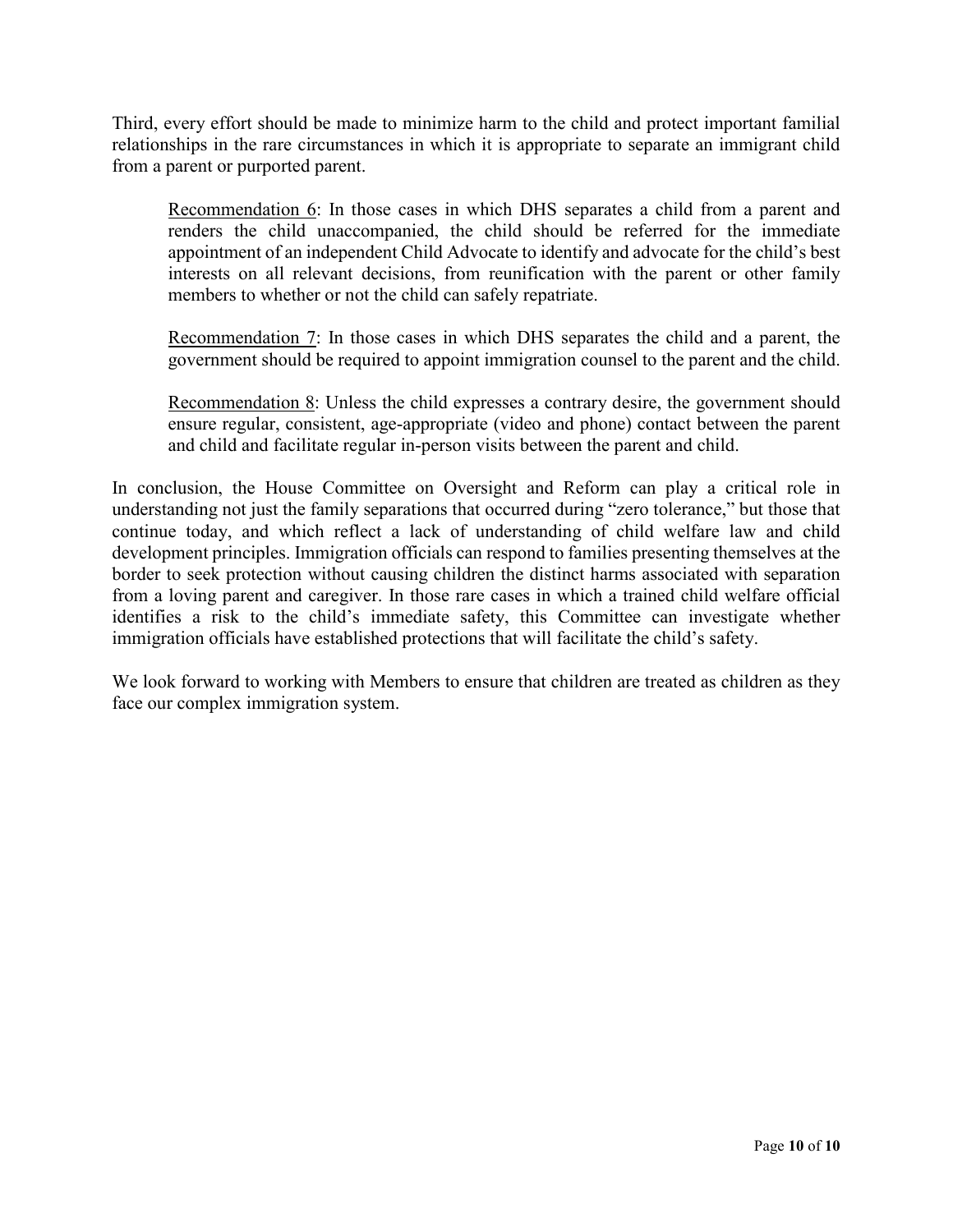Third, every effort should be made to minimize harm to the child and protect important familial relationships in the rare circumstances in which it is appropriate to separate an immigrant child from a parent or purported parent.

> <u>Recommendation 6</u>: In those cases in which DHS separates a child from a parent and renders the child unaccompanied, the child should be referred for the immediate appointment of an independent Child Advocate to identify and advocate for the child's best interests on all relevant decisions, from reunification with the parent or other family members to whether or not the child can safely repatriate.
>
> <u>Recommendation 7</u>: In those cases in which DHS separates the child and a parent, the government should be required to appoint immigration counsel to the parent and the child.
>
> <u>Recommendation 8</u>: Unless the child expresses a contrary desire, the government should ensure regular, consistent, age-appropriate (video and phone) contact between the parent and child and facilitate regular in-person visits between the parent and child.

In conclusion, the House Committee on Oversight and Reform can play a critical role in understanding not just the family separations that occurred during "zero tolerance," but those that continue today, and which reflect a lack of understanding of child welfare law and child development principles. Immigration officials can respond to families presenting themselves at the border to seek protection without causing children the distinct harms associated with separation from a loving parent and caregiver. In those rare cases in which a trained child welfare official identifies a risk to the child's immediate safety, this Committee can investigate whether immigration officials have established protections that will facilitate the child's safety.

We look forward to working with Members to ensure that children are treated as children as they face our complex immigration system.